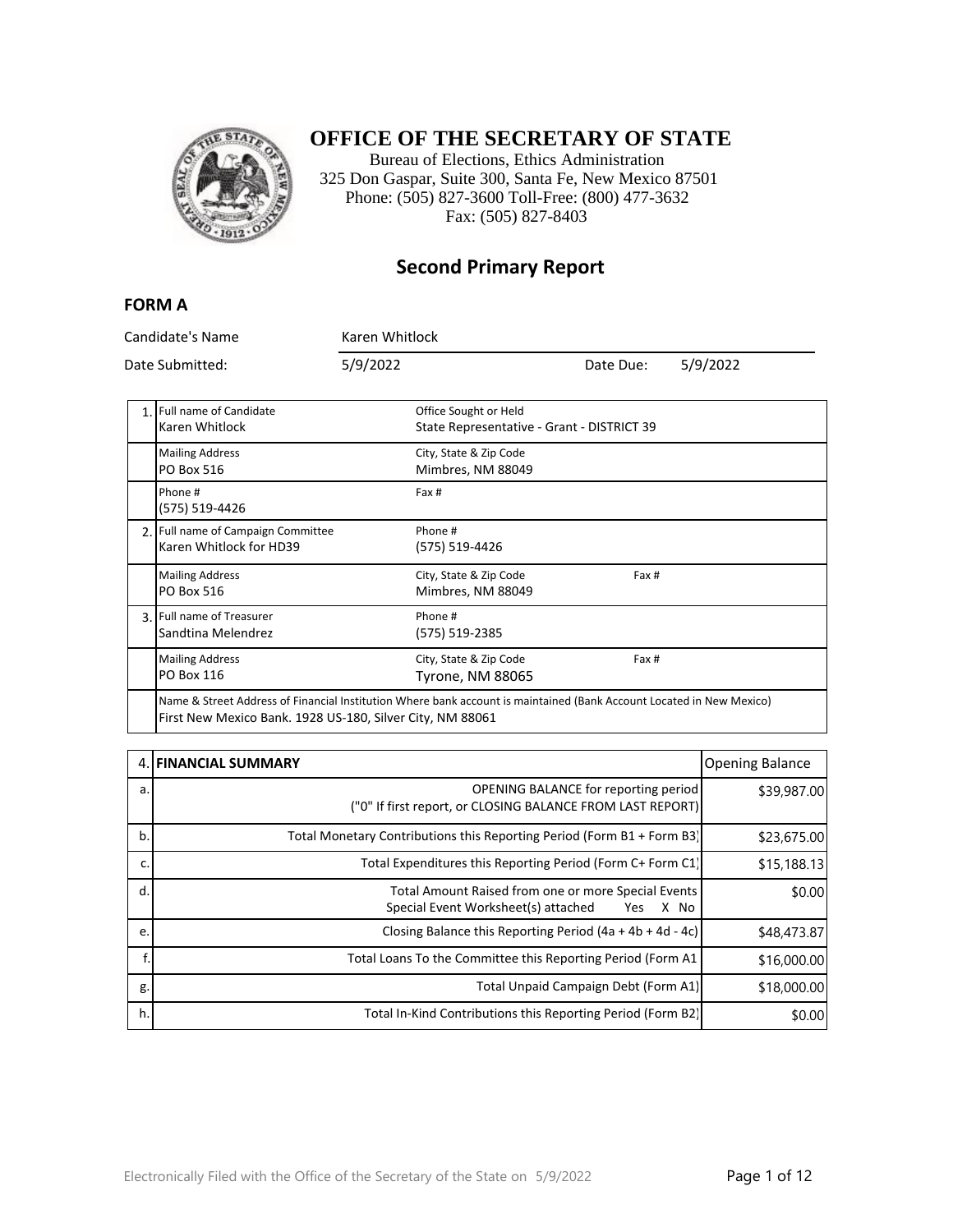# OFFICE OF THE SECRETARY OF STATE

Bureau of Elections, Ethics Administration
325 Don Gaspar, Suite 300, Santa Fe, New Mexico 87501
Phone: (505) 827-3600 Toll-Free: (800) 477-3632
Fax: (505) 827-8403

## Second Primary Report

### FORM A

Candidate's Name: Karen Whitlock

Date Submitted: 5/9/2022 Date Due: 5/9/2022

| | | | |
|---|---|---|---|
| 1. | Full name of Candidate<br>Karen Whitlock | Office Sought or Held<br>State Representative - Grant - DISTRICT 39 | |
| | Mailing Address<br>PO Box 516 | City, State & Zip Code<br>Mimbres, NM 88049 | |
| | Phone #<br>(575) 519-4426 | Fax # | |
| 2. | Full name of Campaign Committee<br>Karen Whitlock for HD39 | Phone #<br>(575) 519-4426 | |
| | Mailing Address<br>PO Box 516 | City, State & Zip Code<br>Mimbres, NM 88049 | Fax # |
| 3. | Full name of Treasurer<br>Sandtina Melendrez | Phone #<br>(575) 519-2385 | |
| | Mailing Address<br>PO Box 116 | City, State & Zip Code<br>Tyrone, NM 88065 | Fax # |
| | Name & Street Address of Financial Institution Where bank account is maintained (Bank Account Located in New Mexico)<br>First New Mexico Bank. 1928 US-180, Silver City, NM 88061 | | |

| 4. | FINANCIAL SUMMARY | Opening Balance |
|---|---|---|
| a. | OPENING BALANCE for reporting period<br>("0" If first report, or CLOSING BALANCE FROM LAST REPORT) | $39,987.00 |
| b. | Total Monetary Contributions this Reporting Period (Form B1 + Form B3) | $23,675.00 |
| c. | Total Expenditures this Reporting Period (Form C+ Form C1) | $15,188.13 |
| d. | Total Amount Raised from one or more Special Events<br>Special Event Worksheet(s) attached Yes X No | $0.00 |
| e. | Closing Balance this Reporting Period (4a + 4b + 4d - 4c) | $48,473.87 |
| f. | Total Loans To the Committee this Reporting Period (Form A1 | $16,000.00 |
| g. | Total Unpaid Campaign Debt (Form A1) | $18,000.00 |
| h. | Total In-Kind Contributions this Reporting Period (Form B2) | $0.00 |

Electronically Filed with the Office of the Secretary of the State on 5/9/2022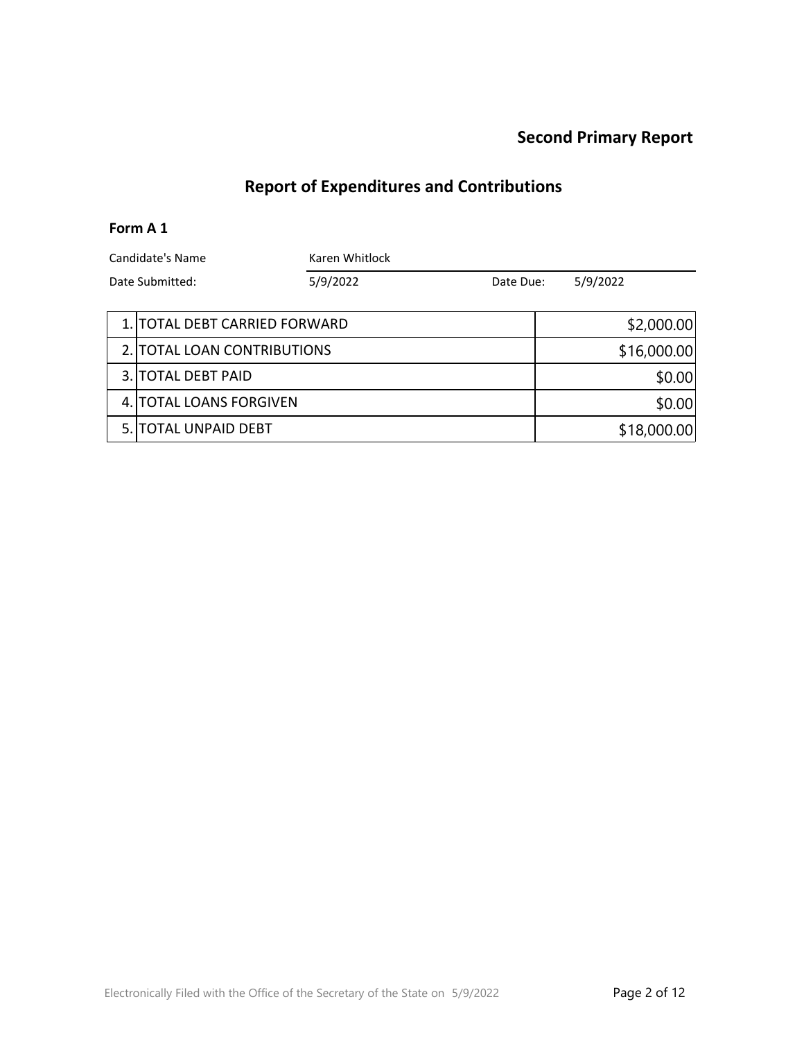**Second Primary Report**

## Report of Expenditures and Contributions

### Form A 1

| Candidate's Name | Karen Whitlock | | |
|---|---|---|---|
| Date Submitted: | 5/9/2022 | Date Due: | 5/9/2022 |

| | | |
|---|---|---|
| 1. | TOTAL DEBT CARRIED FORWARD | $2,000.00 |
| 2. | TOTAL LOAN CONTRIBUTIONS | $16,000.00 |
| 3. | TOTAL DEBT PAID | $0.00 |
| 4. | TOTAL LOANS FORGIVEN | $0.00 |
| 5. | TOTAL UNPAID DEBT | $18,000.00 |

Electronically Filed with the Office of the Secretary of the State on 5/9/2022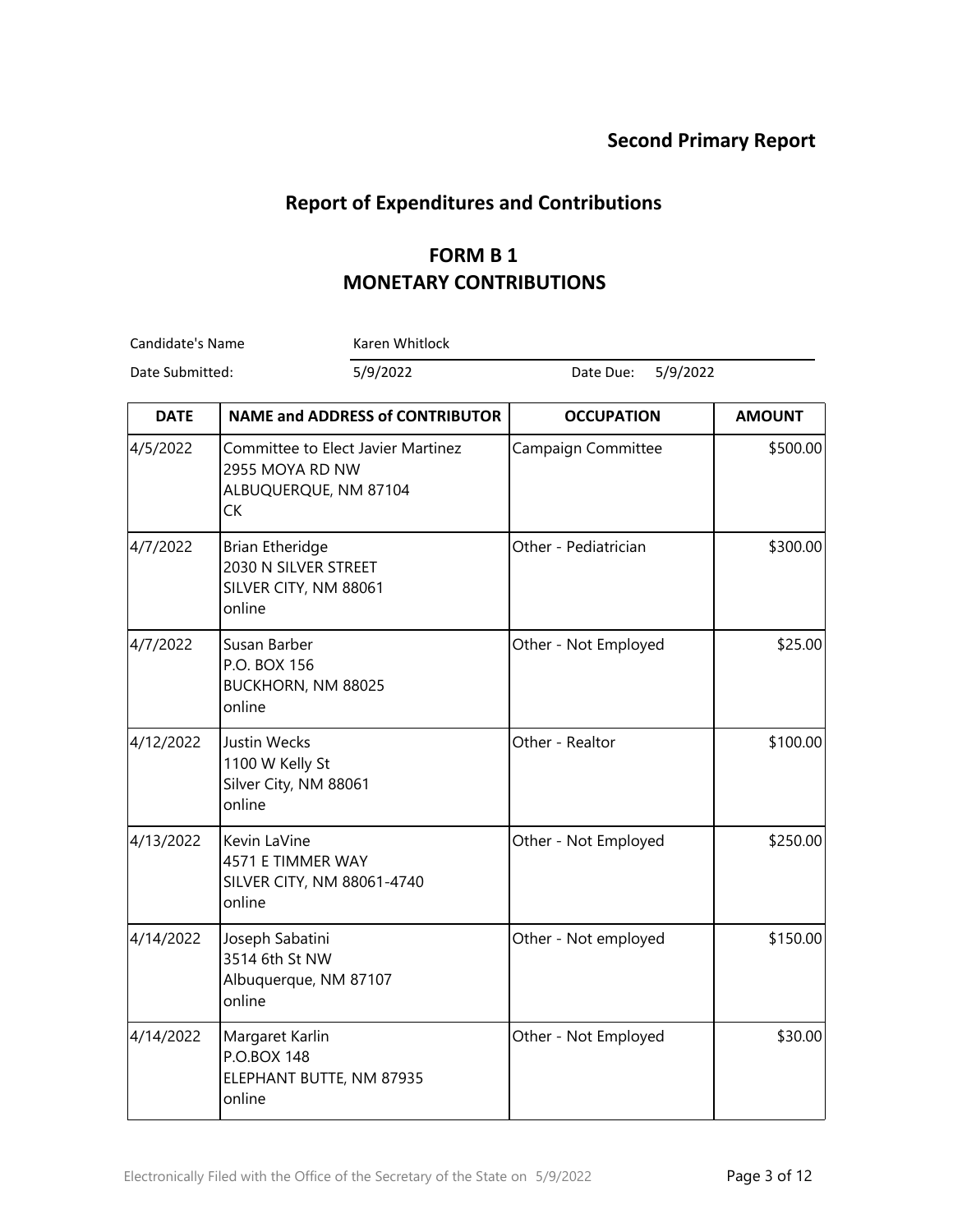**Second Primary Report**

## Report of Expenditures and Contributions

### FORM B 1
### MONETARY CONTRIBUTIONS

Candidate's Name: Karen Whitlock

Date Submitted: 5/9/2022 Date Due: 5/9/2022

| DATE | NAME and ADDRESS of CONTRIBUTOR | OCCUPATION | AMOUNT |
|---|---|---|---|
| 4/5/2022 | Committee to Elect Javier Martinez<br>2955 MOYA RD NW<br>ALBUQUERQUE, NM 87104<br>CK | Campaign Committee | $500.00 |
| 4/7/2022 | Brian Etheridge<br>2030 N SILVER STREET<br>SILVER CITY, NM 88061<br>online | Other - Pediatrician | $300.00 |
| 4/7/2022 | Susan Barber<br>P.O. BOX 156<br>BUCKHORN, NM 88025<br>online | Other - Not Employed | $25.00 |
| 4/12/2022 | Justin Wecks<br>1100 W Kelly St<br>Silver City, NM 88061<br>online | Other - Realtor | $100.00 |
| 4/13/2022 | Kevin LaVine<br>4571 E TIMMER WAY<br>SILVER CITY, NM 88061-4740<br>online | Other - Not Employed | $250.00 |
| 4/14/2022 | Joseph Sabatini<br>3514 6th St NW<br>Albuquerque, NM 87107<br>online | Other - Not employed | $150.00 |
| 4/14/2022 | Margaret Karlin<br>P.O.BOX 148<br>ELEPHANT BUTTE, NM 87935<br>online | Other - Not Employed | $30.00 |

Electronically Filed with the Office of the Secretary of the State on 5/9/2022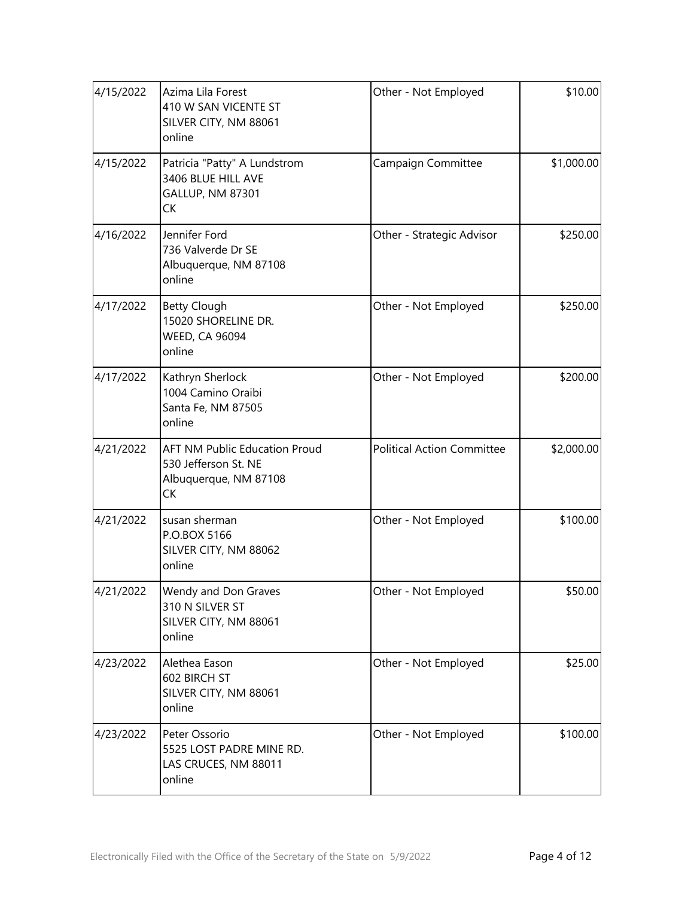| | | | |
|---|---|---|---|
| 4/15/2022 | Azima Lila Forest<br>410 W SAN VICENTE ST<br>SILVER CITY, NM 88061<br>online | Other - Not Employed | $10.00 |
| 4/15/2022 | Patricia "Patty" A Lundstrom<br>3406 BLUE HILL AVE<br>GALLUP, NM 87301<br>CK | Campaign Committee | $1,000.00 |
| 4/16/2022 | Jennifer Ford<br>736 Valverde Dr SE<br>Albuquerque, NM 87108<br>online | Other - Strategic Advisor | $250.00 |
| 4/17/2022 | Betty Clough<br>15020 SHORELINE DR.<br>WEED, CA 96094<br>online | Other - Not Employed | $250.00 |
| 4/17/2022 | Kathryn Sherlock<br>1004 Camino Oraibi<br>Santa Fe, NM 87505<br>online | Other - Not Employed | $200.00 |
| 4/21/2022 | AFT NM Public Education Proud<br>530 Jefferson St. NE<br>Albuquerque, NM 87108<br>CK | Political Action Committee | $2,000.00 |
| 4/21/2022 | susan sherman<br>P.O.BOX 5166<br>SILVER CITY, NM 88062<br>online | Other - Not Employed | $100.00 |
| 4/21/2022 | Wendy and Don Graves<br>310 N SILVER ST<br>SILVER CITY, NM 88061<br>online | Other - Not Employed | $50.00 |
| 4/23/2022 | Alethea Eason<br>602 BIRCH ST<br>SILVER CITY, NM 88061<br>online | Other - Not Employed | $25.00 |
| 4/23/2022 | Peter Ossorio<br>5525 LOST PADRE MINE RD.<br>LAS CRUCES, NM 88011<br>online | Other - Not Employed | $100.00 |

Electronically Filed with the Office of the Secretary of the State on 5/9/2022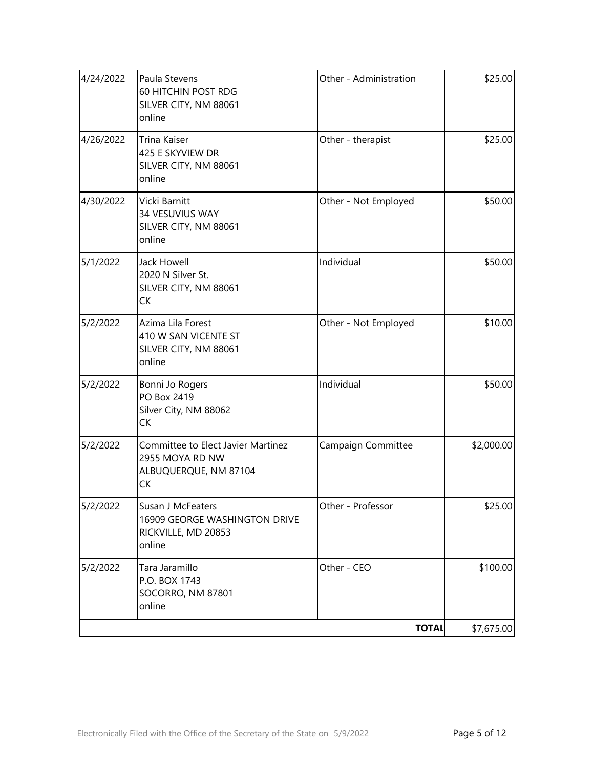| | | | |
|---|---|---|---|
| 4/24/2022 | Paula Stevens<br>60 HITCHIN POST RDG<br>SILVER CITY, NM 88061<br>online | Other - Administration | $25.00 |
| 4/26/2022 | Trina Kaiser<br>425 E SKYVIEW DR<br>SILVER CITY, NM 88061<br>online | Other - therapist | $25.00 |
| 4/30/2022 | Vicki Barnitt<br>34 VESUVIUS WAY<br>SILVER CITY, NM 88061<br>online | Other - Not Employed | $50.00 |
| 5/1/2022 | Jack Howell<br>2020 N Silver St.<br>SILVER CITY, NM 88061<br>CK | Individual | $50.00 |
| 5/2/2022 | Azima Lila Forest<br>410 W SAN VICENTE ST<br>SILVER CITY, NM 88061<br>online | Other - Not Employed | $10.00 |
| 5/2/2022 | Bonni Jo Rogers<br>PO Box 2419<br>Silver City, NM 88062<br>CK | Individual | $50.00 |
| 5/2/2022 | Committee to Elect Javier Martinez<br>2955 MOYA RD NW<br>ALBUQUERQUE, NM 87104<br>CK | Campaign Committee | $2,000.00 |
| 5/2/2022 | Susan J McFeaters<br>16909 GEORGE WASHINGTON DRIVE<br>RICKVILLE, MD 20853<br>online | Other - Professor | $25.00 |
| 5/2/2022 | Tara Jaramillo<br>P.O. BOX 1743<br>SOCORRO, NM 87801<br>online | Other - CEO | $100.00 |
| | | **TOTAL** | $7,675.00 |

Electronically Filed with the Office of the Secretary of the State on 5/9/2022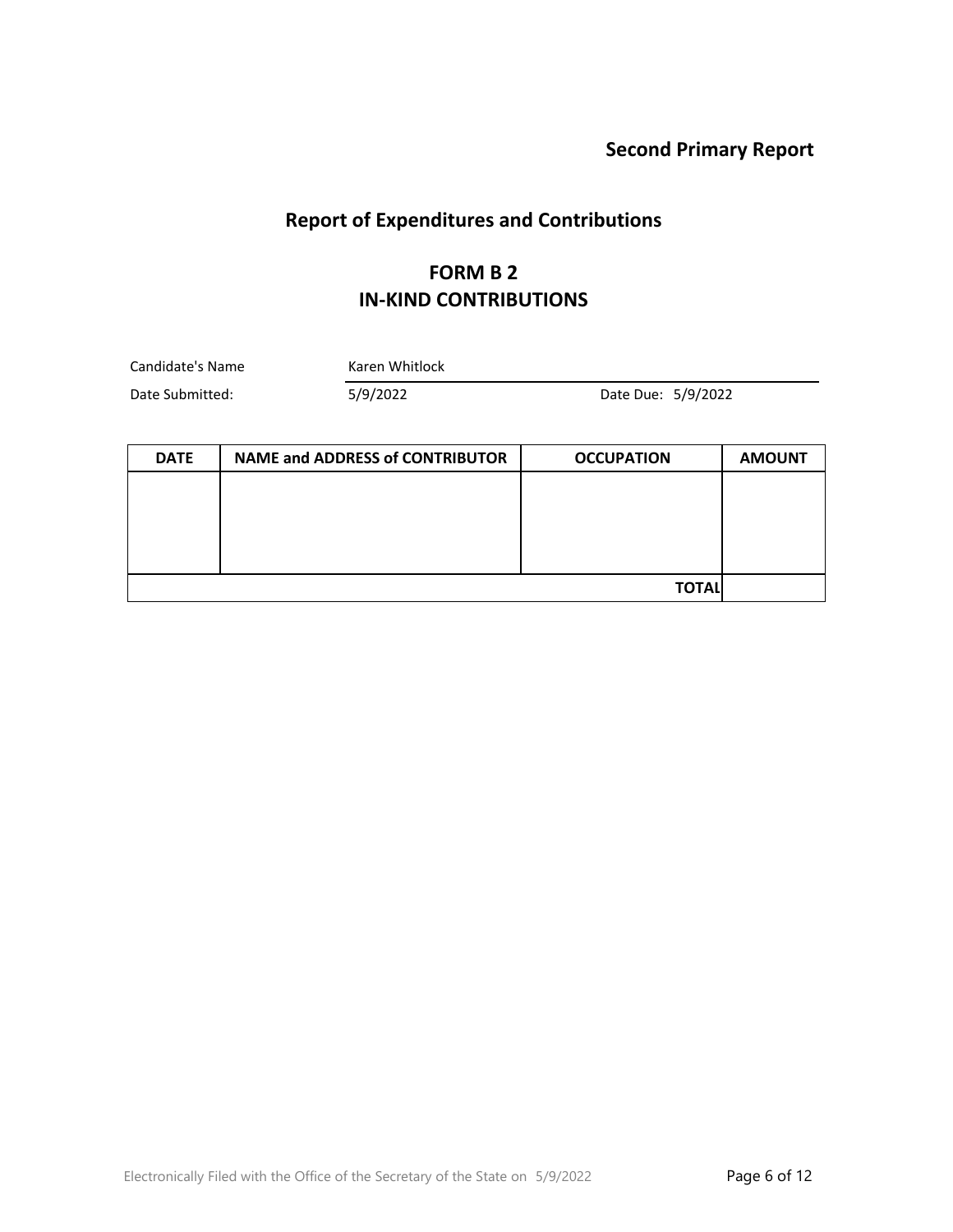**Second Primary Report**

## Report of Expenditures and Contributions

# FORM B 2
# IN-KIND CONTRIBUTIONS

Candidate's Name: Karen Whitlock

Date Submitted: 5/9/2022 Date Due: 5/9/2022

| DATE | NAME and ADDRESS of CONTRIBUTOR | OCCUPATION | AMOUNT |
| --- | --- | --- | --- |
| | | | |
| | | **TOTAL** | |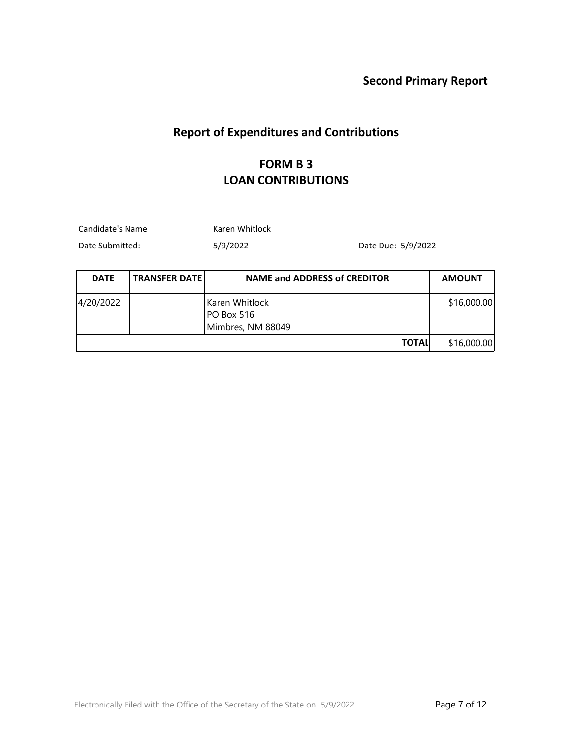**Second Primary Report**

## Report of Expenditures and Contributions

### FORM B 3
### LOAN CONTRIBUTIONS

Candidate's Name: Karen Whitlock

Date Submitted: 5/9/2022    Date Due: 5/9/2022

| DATE | TRANSFER DATE | NAME and ADDRESS of CREDITOR | AMOUNT |
|---|---|---|---|
| 4/20/2022 | | Karen Whitlock<br>PO Box 516<br>Mimbres, NM 88049 | $16,000.00 |
| | | **TOTAL** | $16,000.00 |

Electronically Filed with the Office of the Secretary of the State on 5/9/2022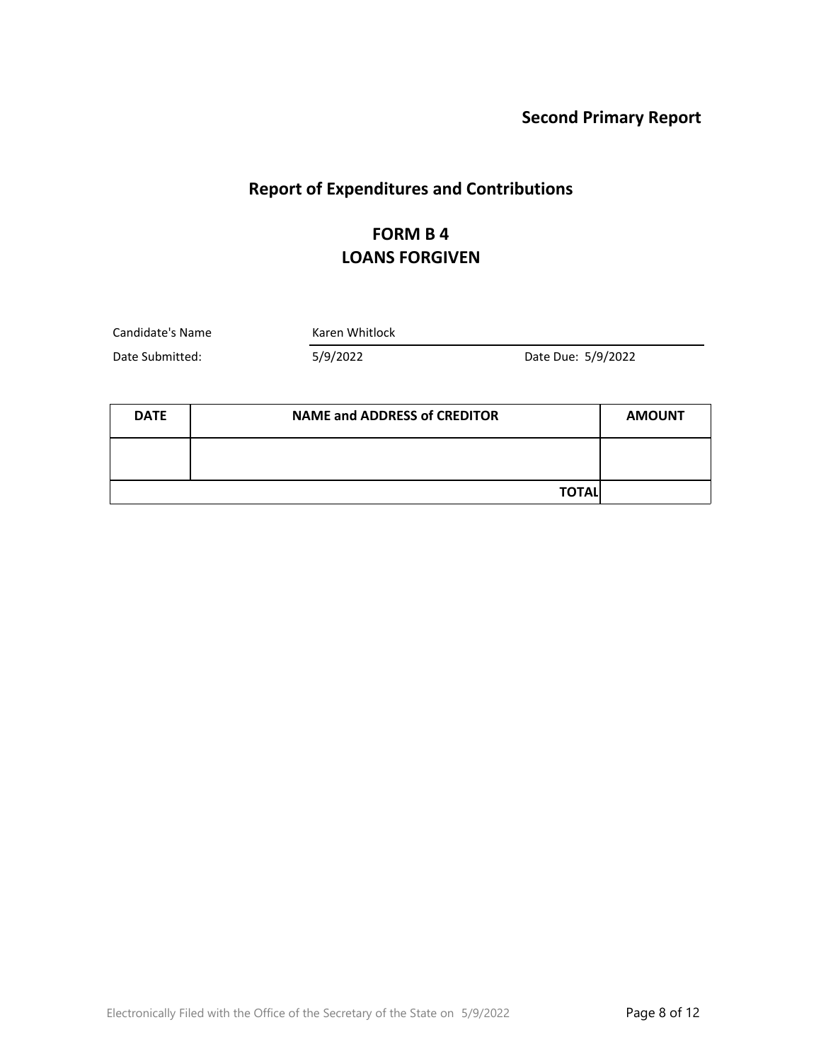**Second Primary Report**

# Report of Expenditures and Contributions

## FORM B 4
## LOANS FORGIVEN

Candidate's Name: Karen Whitlock

Date Submitted: 5/9/2022 Date Due: 5/9/2022

| DATE | NAME and ADDRESS of CREDITOR | AMOUNT |
| --- | --- | --- |
| | | |
| | **TOTAL** | |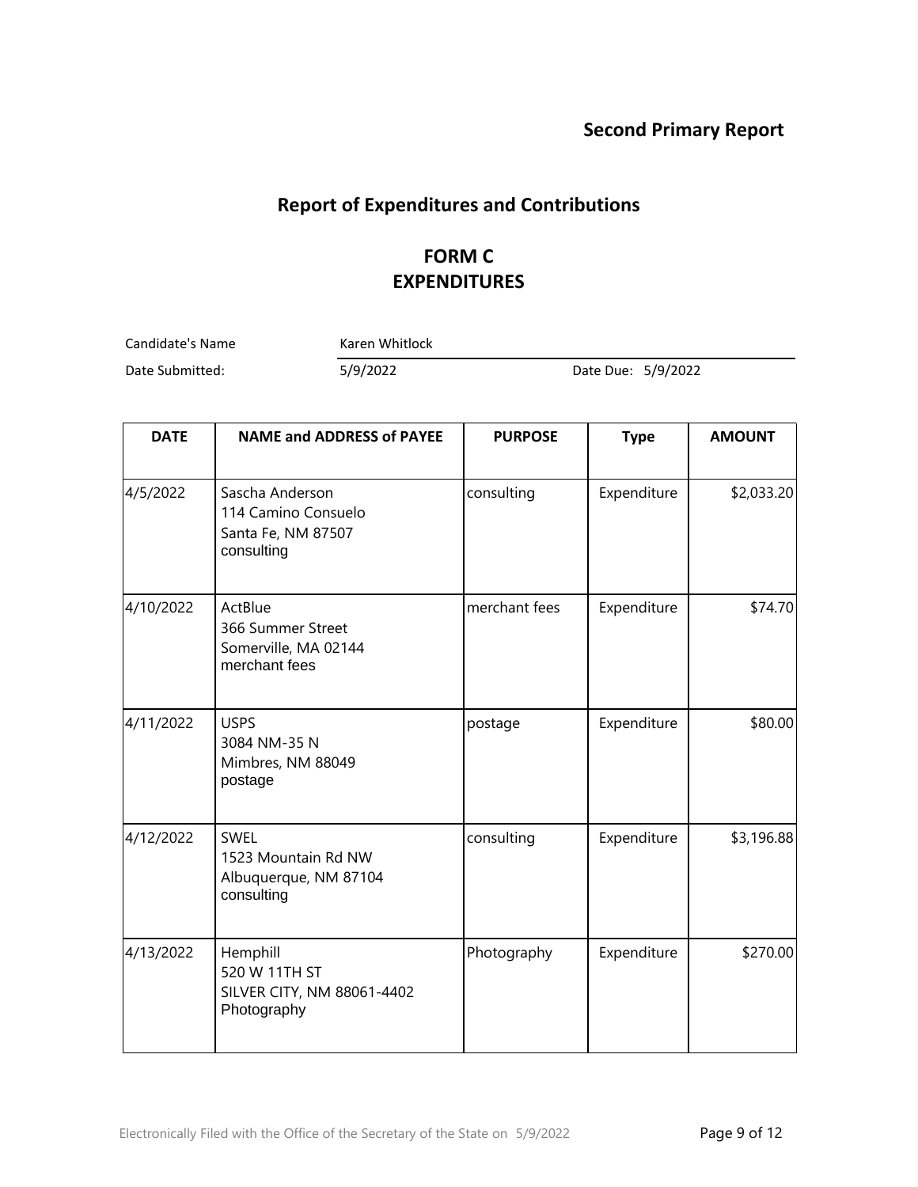## Second Primary Report

# Report of Expenditures and Contributions

## FORM C
## EXPENDITURES

Candidate's Name: Karen Whitlock

Date Submitted: 5/9/2022 Date Due: 5/9/2022

| DATE | NAME and ADDRESS of PAYEE | PURPOSE | Type | AMOUNT |
|---|---|---|---|---|
| 4/5/2022 | Sascha Anderson<br>114 Camino Consuelo<br>Santa Fe, NM 87507<br>consulting | consulting | Expenditure | $2,033.20 |
| 4/10/2022 | ActBlue<br>366 Summer Street<br>Somerville, MA 02144<br>merchant fees | merchant fees | Expenditure | $74.70 |
| 4/11/2022 | USPS<br>3084 NM-35 N<br>Mimbres, NM 88049<br>postage | postage | Expenditure | $80.00 |
| 4/12/2022 | SWEL<br>1523 Mountain Rd NW<br>Albuquerque, NM 87104<br>consulting | consulting | Expenditure | $3,196.88 |
| 4/13/2022 | Hemphill<br>520 W 11TH ST<br>SILVER CITY, NM 88061-4402<br>Photography | Photography | Expenditure | $270.00 |

Electronically Filed with the Office of the Secretary of the State on 5/9/2022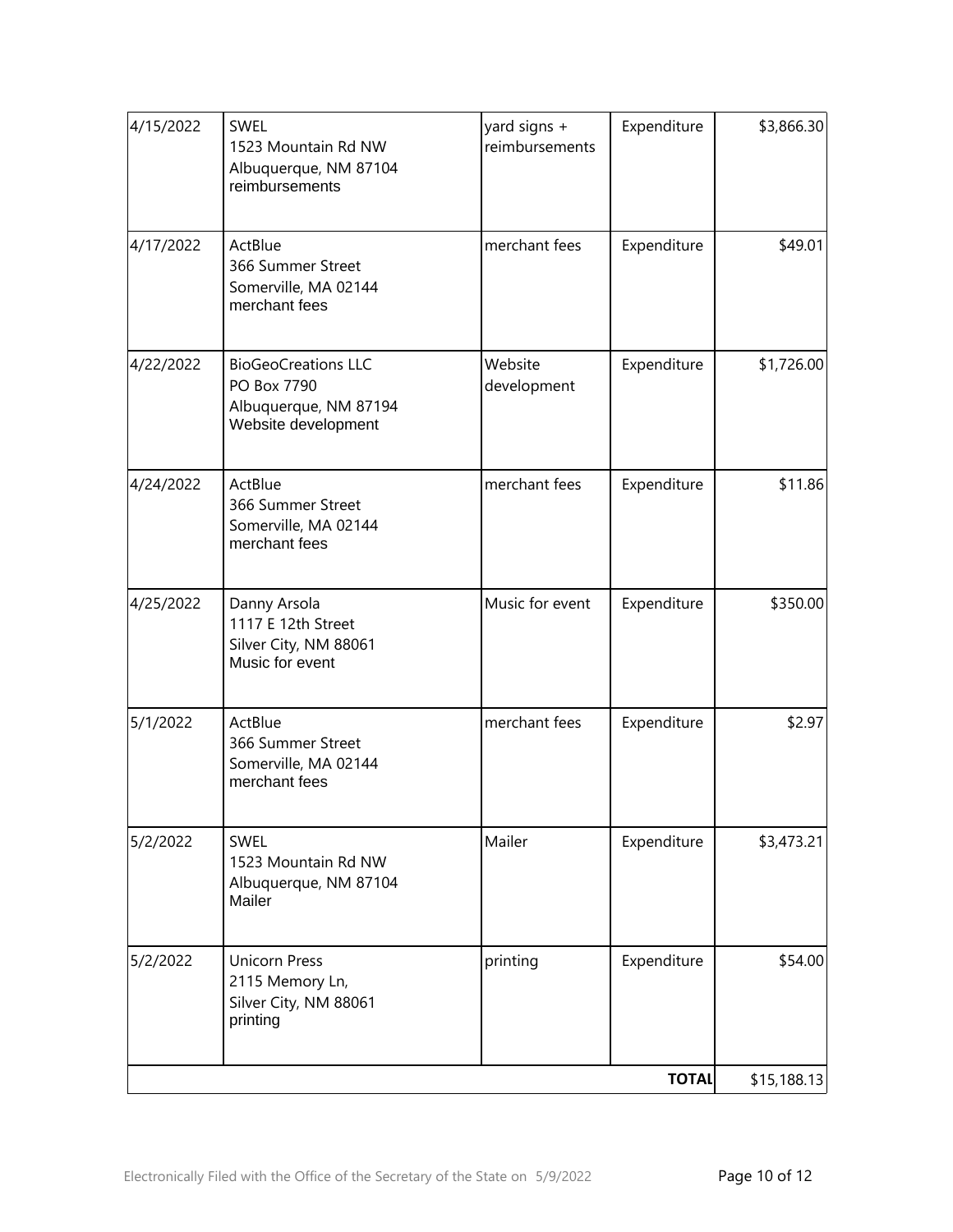| | | | | |
|---|---|---|---|---|
| 4/15/2022 | SWEL<br>1523 Mountain Rd NW<br>Albuquerque, NM 87104<br>reimbursements | yard signs + reimbursements | Expenditure | $3,866.30 |
| 4/17/2022 | ActBlue<br>366 Summer Street<br>Somerville, MA 02144<br>merchant fees | merchant fees | Expenditure | $49.01 |
| 4/22/2022 | BioGeoCreations LLC<br>PO Box 7790<br>Albuquerque, NM 87194<br>Website development | Website development | Expenditure | $1,726.00 |
| 4/24/2022 | ActBlue<br>366 Summer Street<br>Somerville, MA 02144<br>merchant fees | merchant fees | Expenditure | $11.86 |
| 4/25/2022 | Danny Arsola<br>1117 E 12th Street<br>Silver City, NM 88061<br>Music for event | Music for event | Expenditure | $350.00 |
| 5/1/2022 | ActBlue<br>366 Summer Street<br>Somerville, MA 02144<br>merchant fees | merchant fees | Expenditure | $2.97 |
| 5/2/2022 | SWEL<br>1523 Mountain Rd NW<br>Albuquerque, NM 87104<br>Mailer | Mailer | Expenditure | $3,473.21 |
| 5/2/2022 | Unicorn Press<br>2115 Memory Ln,<br>Silver City, NM 88061<br>printing | printing | Expenditure | $54.00 |
| | | | **TOTAL** | $15,188.13 |

Electronically Filed with the Office of the Secretary of the State on 5/9/2022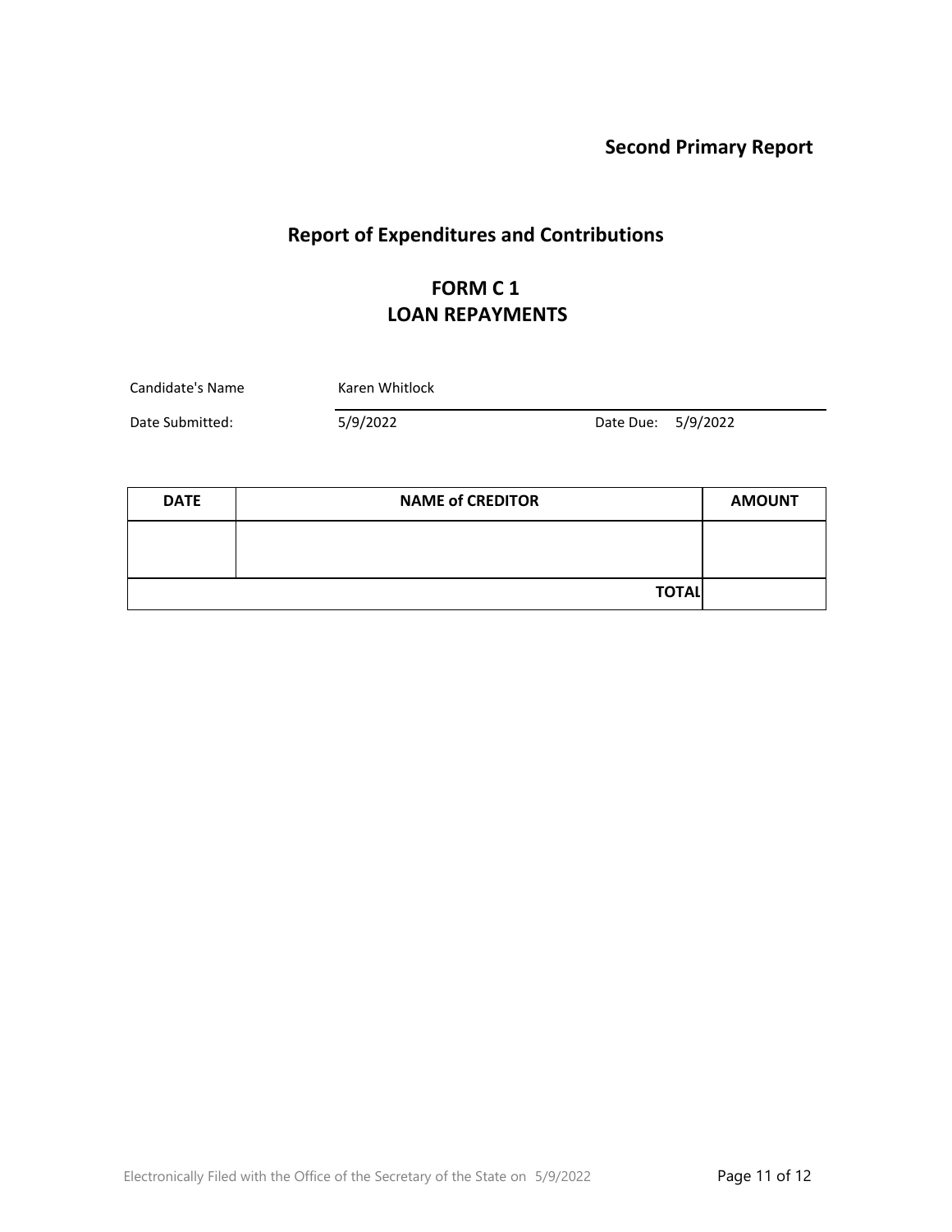**Second Primary Report**

# Report of Expenditures and Contributions

## FORM C 1
## LOAN REPAYMENTS

Candidate's Name: Karen Whitlock

Date Submitted: 5/9/2022 &nbsp;&nbsp;&nbsp;&nbsp; Date Due: 5/9/2022

| DATE | NAME of CREDITOR | AMOUNT |
|---|---|---|
| | | |
| | **TOTAL** | |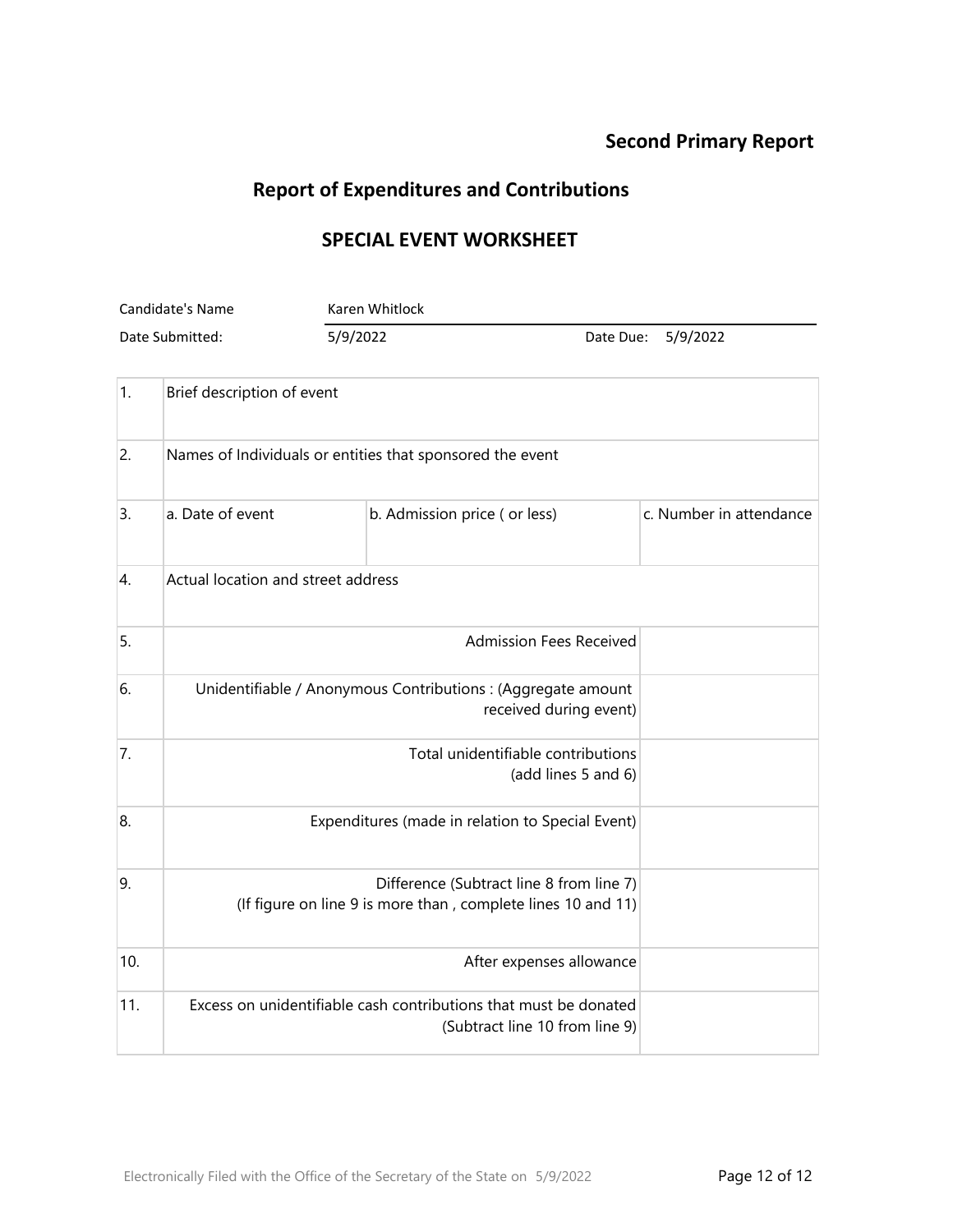**Second Primary Report**

## Report of Expenditures and Contributions

## SPECIAL EVENT WORKSHEET

| | | | |
|---|---|---|---|
| Candidate's Name | Karen Whitlock | | |
| Date Submitted: | 5/9/2022 | Date Due: | 5/9/2022 |

| | | | |
|---|---|---|---|
| 1. | Brief description of event | | |
| 2. | Names of Individuals or entities that sponsored the event | | |
| 3. | a. Date of event | b. Admission price ( or less) | c. Number in attendance |
| 4. | Actual location and street address | | |
| 5. | | Admission Fees Received | |
| 6. | | Unidentifiable / Anonymous Contributions : (Aggregate amount received during event) | |
| 7. | | Total unidentifiable contributions (add lines 5 and 6) | |
| 8. | | Expenditures (made in relation to Special Event) | |
| 9. | | Difference (Subtract line 8 from line 7) (If figure on line 9 is more than , complete lines 10 and 11) | |
| 10. | | After expenses allowance | |
| 11. | | Excess on unidentifiable cash contributions that must be donated (Subtract line 10 from line 9) | |

Electronically Filed with the Office of the Secretary of the State on 5/9/2022